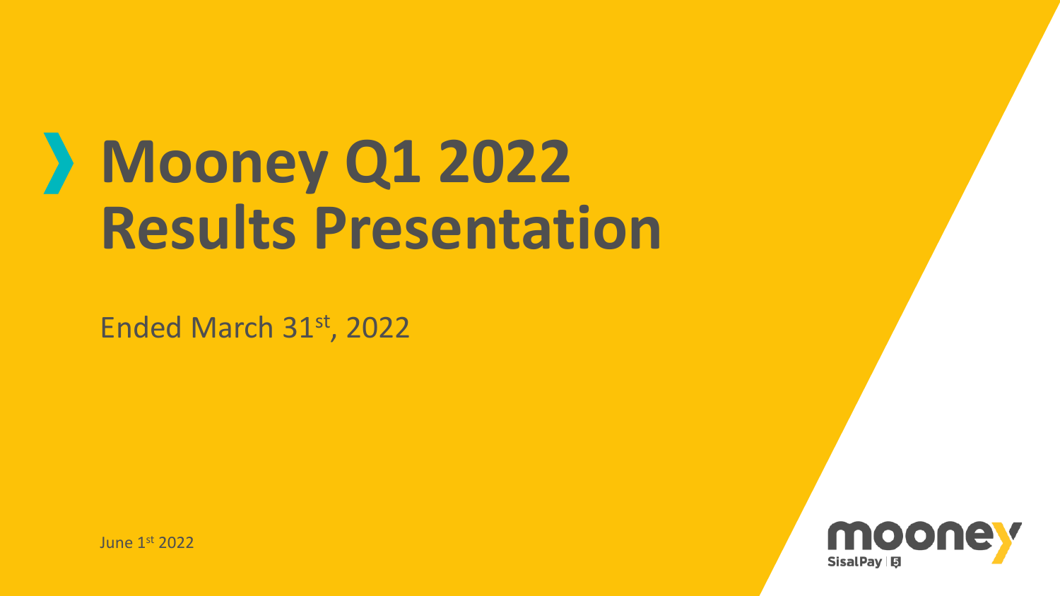# Mooney Q1 2022 Results Presentation

Ended March 31st, 2022

June 1st 2022

mooney
SisalPay | 5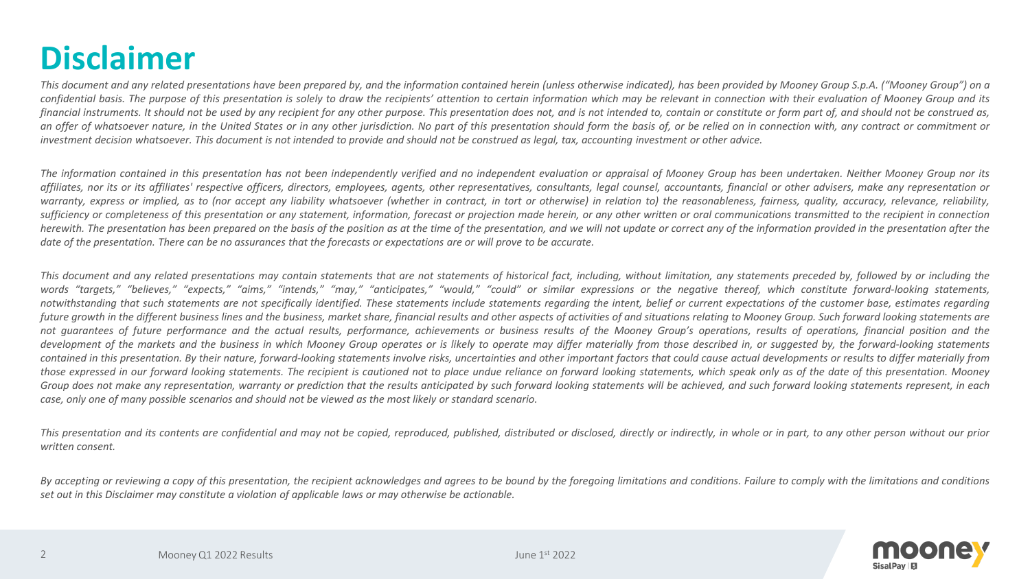# Disclaimer

*This document and any related presentations have been prepared by, and the information contained herein (unless otherwise indicated), has been provided by Mooney Group S.p.A. ("Mooney Group") on a confidential basis. The purpose of this presentation is solely to draw the recipients' attention to certain information which may be relevant in connection with their evaluation of Mooney Group and its financial instruments. It should not be used by any recipient for any other purpose. This presentation does not, and is not intended to, contain or constitute or form part of, and should not be construed as, an offer of whatsoever nature, in the United States or in any other jurisdiction. No part of this presentation should form the basis of, or be relied on in connection with, any contract or commitment or investment decision whatsoever. This document is not intended to provide and should not be construed as legal, tax, accounting investment or other advice.*

*The information contained in this presentation has not been independently verified and no independent evaluation or appraisal of Mooney Group has been undertaken. Neither Mooney Group nor its affiliates, nor its or its affiliates' respective officers, directors, employees, agents, other representatives, consultants, legal counsel, accountants, financial or other advisers, make any representation or warranty, express or implied, as to (nor accept any liability whatsoever (whether in contract, in tort or otherwise) in relation to) the reasonableness, fairness, quality, accuracy, relevance, reliability, sufficiency or completeness of this presentation or any statement, information, forecast or projection made herein, or any other written or oral communications transmitted to the recipient in connection herewith. The presentation has been prepared on the basis of the position as at the time of the presentation, and we will not update or correct any of the information provided in the presentation after the date of the presentation. There can be no assurances that the forecasts or expectations are or will prove to be accurate.*

*This document and any related presentations may contain statements that are not statements of historical fact, including, without limitation, any statements preceded by, followed by or including the words "targets," "believes," "expects," "aims," "intends," "may," "anticipates," "would," "could" or similar expressions or the negative thereof, which constitute forward-looking statements, notwithstanding that such statements are not specifically identified. These statements include statements regarding the intent, belief or current expectations of the customer base, estimates regarding future growth in the different business lines and the business, market share, financial results and other aspects of activities of and situations relating to Mooney Group. Such forward looking statements are not guarantees of future performance and the actual results, performance, achievements or business results of the Mooney Group's operations, results of operations, financial position and the development of the markets and the business in which Mooney Group operates or is likely to operate may differ materially from those described in, or suggested by, the forward-looking statements contained in this presentation. By their nature, forward-looking statements involve risks, uncertainties and other important factors that could cause actual developments or results to differ materially from those expressed in our forward looking statements. The recipient is cautioned not to place undue reliance on forward looking statements, which speak only as of the date of this presentation. Mooney Group does not make any representation, warranty or prediction that the results anticipated by such forward looking statements will be achieved, and such forward looking statements represent, in each case, only one of many possible scenarios and should not be viewed as the most likely or standard scenario.*

*This presentation and its contents are confidential and may not be copied, reproduced, published, distributed or disclosed, directly or indirectly, in whole or in part, to any other person without our prior written consent.*

*By accepting or reviewing a copy of this presentation, the recipient acknowledges and agrees to be bound by the foregoing limitations and conditions. Failure to comply with the limitations and conditions set out in this Disclaimer may constitute a violation of applicable laws or may otherwise be actionable.*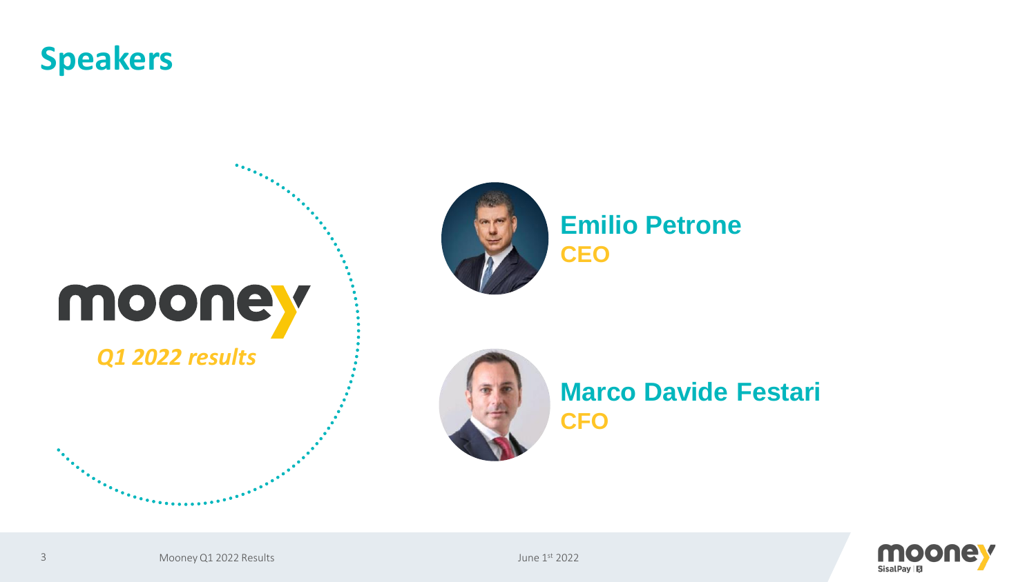# Speakers

mooney

*Q1 2022 results*

**Emilio Petrone**
**CEO**

**Marco Davide Festari**
**CFO**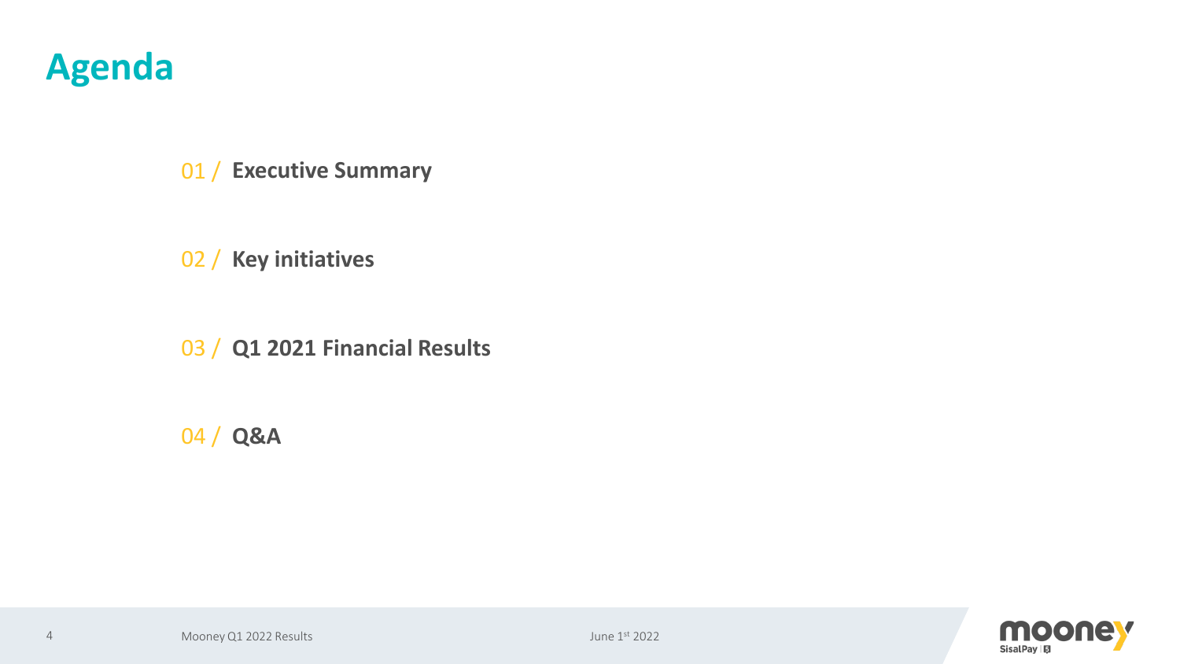# Agenda

01 / **Executive Summary**

02 / **Key initiatives**

03 / **Q1 2021 Financial Results**

04 / **Q&A**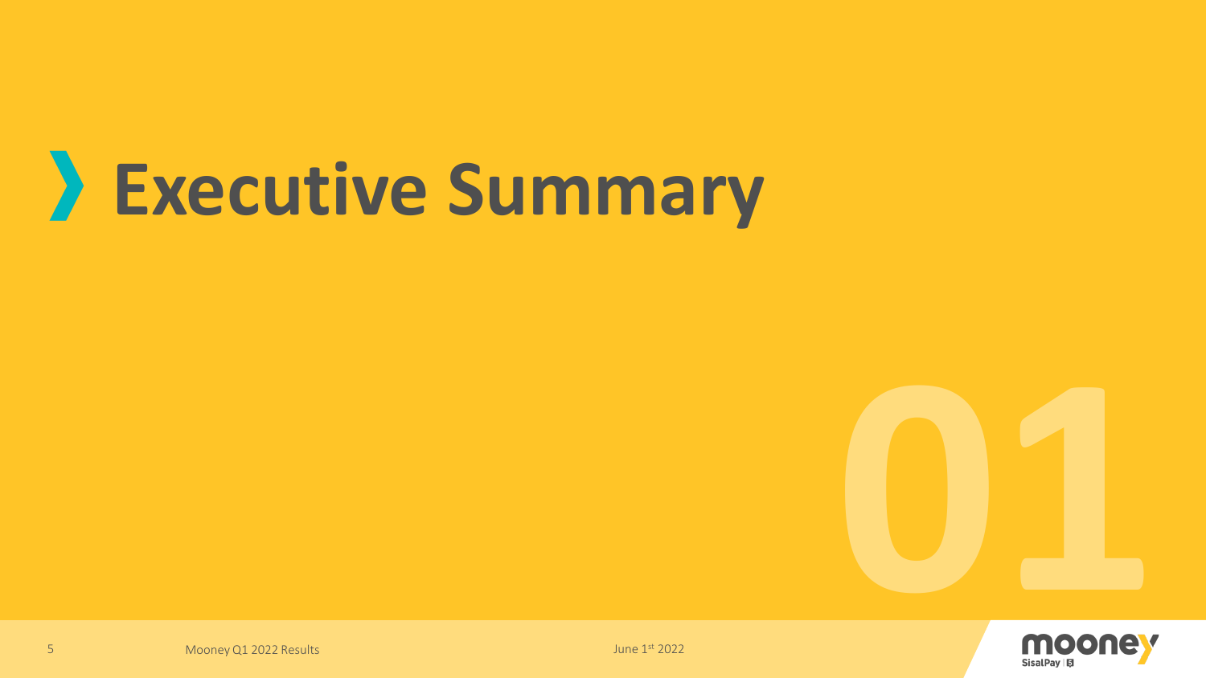# Executive Summary

01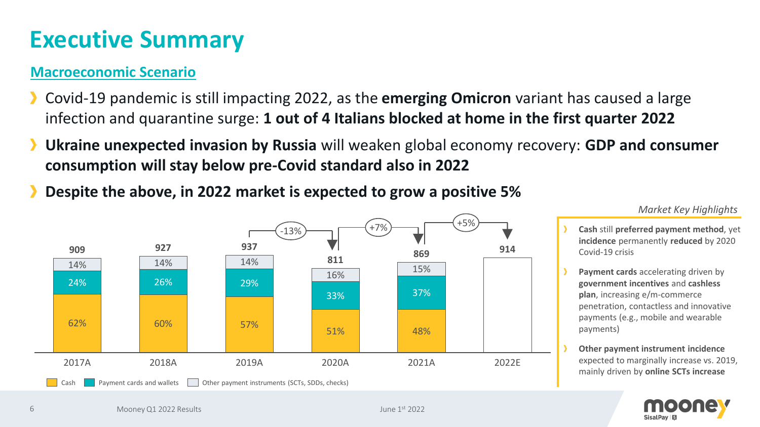# Executive Summary

## Macroeconomic Scenario

- Covid-19 pandemic is still impacting 2022, as the **emerging Omicron** variant has caused a large infection and quarantine surge: **1 out of 4 Italians blocked at home in the first quarter 2022**
- **Ukraine unexpected invasion by Russia** will weaken global economy recovery: **GDP and consumer consumption will stay below pre-Covid standard also in 2022**
- **Despite the above, in 2022 market is expected to grow a positive 5%**

| | 2017A | 2018A | 2019A | 2020A | 2021A | 2022E |
|---|---|---|---|---|---|---|
| Total | 909 | 927 | 937 | 811 | 869 | 914 |
| Cash | 62% | 60% | 57% | 51% | 48% | |
| Payment cards and wallets | 24% | 26% | 29% | 33% | 37% | |
| Other payment instruments (SCTs, SDDs, checks) | 14% | 14% | 14% | 16% | 15% | |

Growth: 2019A→2020A: -13%; 2020A→2021A: +7%; 2021A→2022E: +5%

*Market Key Highlights*

- **Cash** still **preferred payment method**, yet **incidence** permanently **reduced** by 2020 Covid-19 crisis
- **Payment cards** accelerating driven by **government incentives** and **cashless plan**, increasing e/m-commerce penetration, contactless and innovative payments (e.g., mobile and wearable payments)
- **Other payment instrument incidence** expected to marginally increase vs. 2019, mainly driven by **online SCTs increase**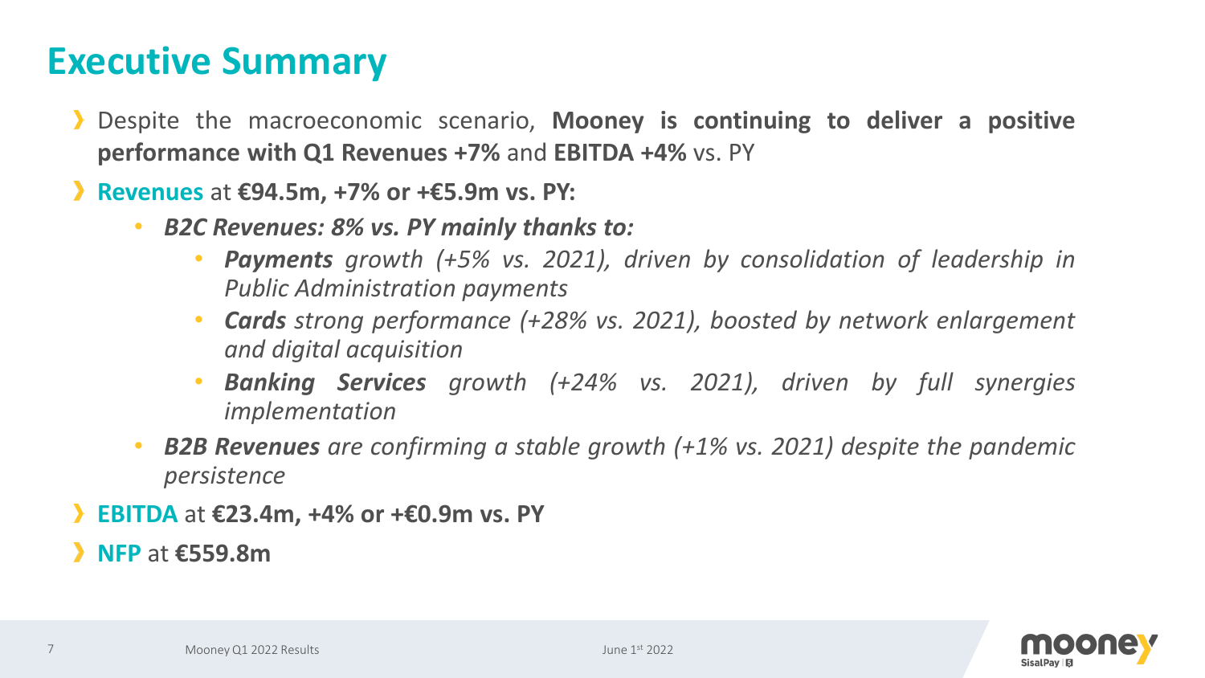# Executive Summary

- Despite the macroeconomic scenario, **Mooney is continuing to deliver a positive performance with Q1 Revenues +7%** and **EBITDA +4%** vs. PY
- **Revenues** at **€94.5m, +7% or +€5.9m vs. PY:**
  - ***B2C Revenues: 8% vs. PY mainly thanks to:***
    - ***Payments*** *growth (+5% vs. 2021), driven by consolidation of leadership in Public Administration payments*
    - ***Cards*** *strong performance (+28% vs. 2021), boosted by network enlargement and digital acquisition*
    - ***Banking Services*** *growth (+24% vs. 2021), driven by full synergies implementation*
  - ***B2B Revenues*** *are confirming a stable growth (+1% vs. 2021) despite the pandemic persistence*
- **EBITDA** at **€23.4m, +4% or +€0.9m vs. PY**
- **NFP** at **€559.8m**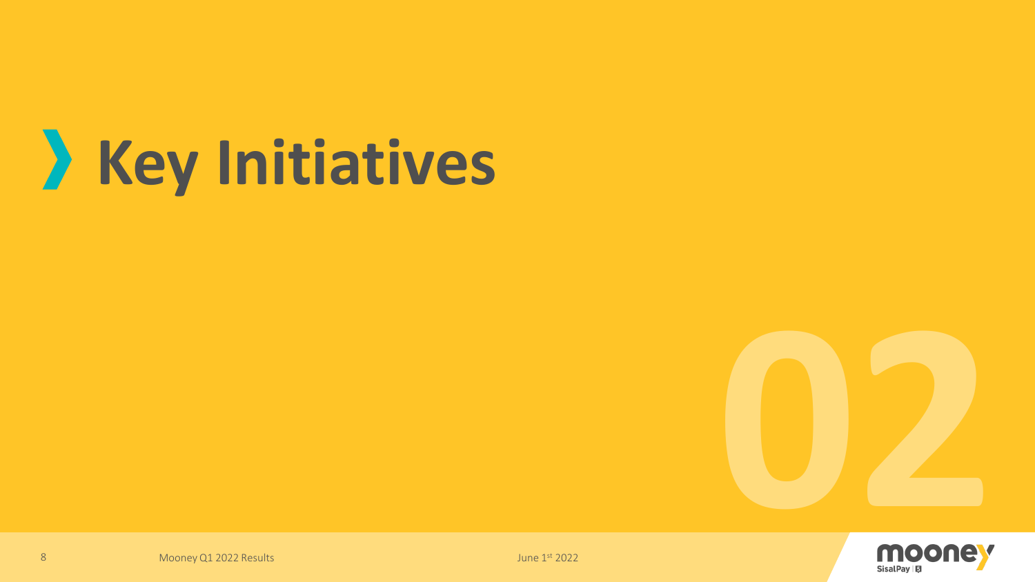# Key Initiatives

02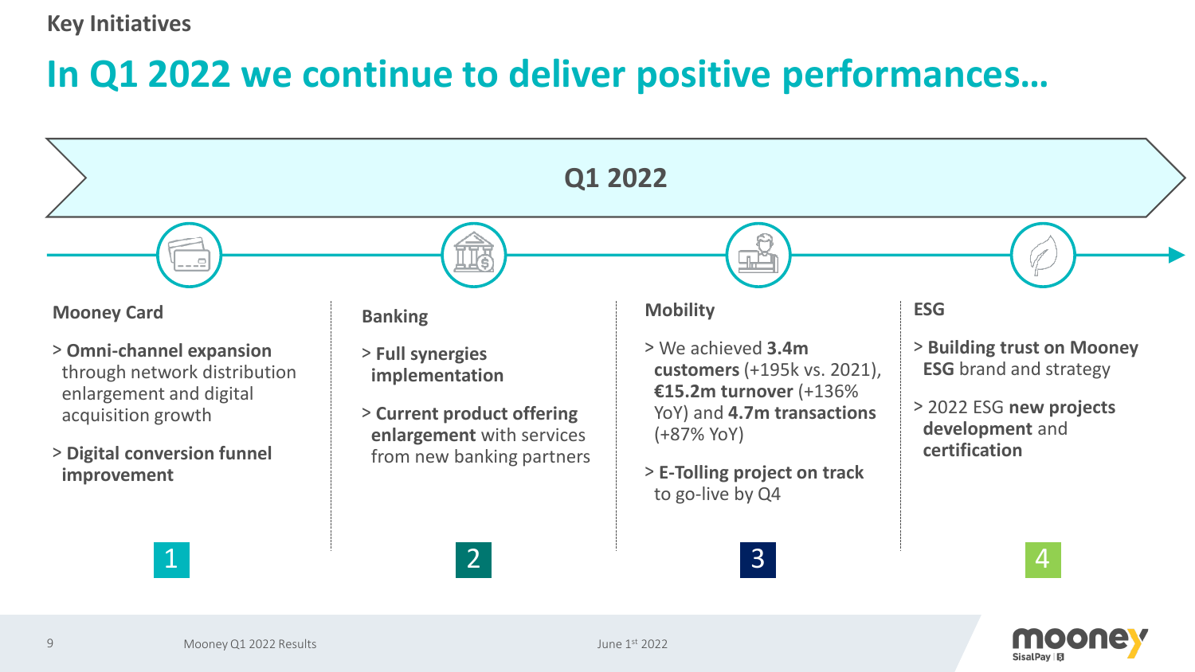Key Initiatives

# In Q1 2022 we continue to deliver positive performances…

## Q1 2022

### Mooney Card

> **Omni-channel expansion** through network distribution enlargement and digital acquisition growth

> **Digital conversion funnel improvement**

1

### Banking

> **Full synergies implementation**

> **Current product offering enlargement** with services from new banking partners

2

### Mobility

> We achieved **3.4m customers** (+195k vs. 2021), **€15.2m turnover** (+136% YoY) and **4.7m transactions** (+87% YoY)

> **E-Tolling project on track** to go-live by Q4

3

### ESG

> **Building trust on Mooney ESG** brand and strategy

> 2022 ESG **new projects development** and **certification**

4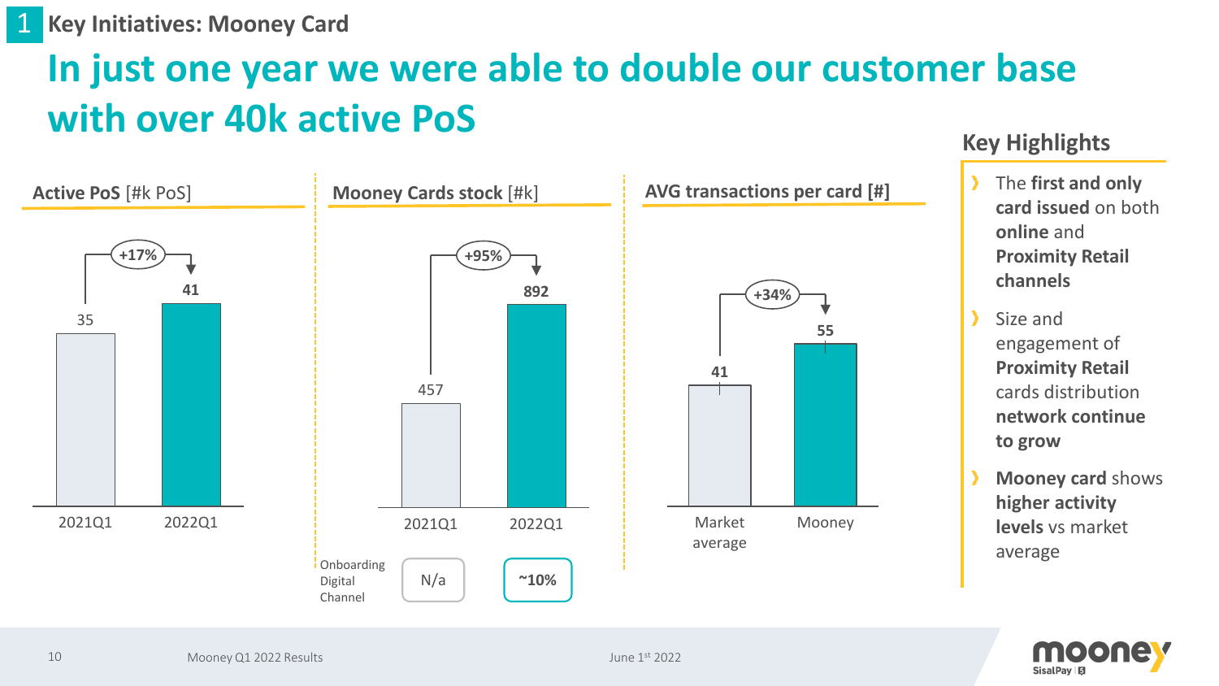## 1 Key Initiatives: Mooney Card

# In just one year we were able to double our customer base with over 40k active PoS

**Active PoS** [#k PoS]

| | 2021Q1 | 2022Q1 |
|---|---|---|
| Active PoS | 35 | 41 |

+17%

**Mooney Cards stock** [#k]

| | 2021Q1 | 2022Q1 |
|---|---|---|
| Mooney Cards stock | 457 | 892 |
| Onboarding Digital Channel | N/a | ~10% |

+95%

**AVG transactions per card** [#]

| | Market average | Mooney |
|---|---|---|
| AVG transactions per card | 41 | 55 |

+34%

### Key Highlights

- The **first and only card issued** on both **online** and **Proximity Retail channels**
- Size and engagement of **Proximity Retail** cards distribution **network continue to grow**
- **Mooney card** shows **higher activity levels** vs market average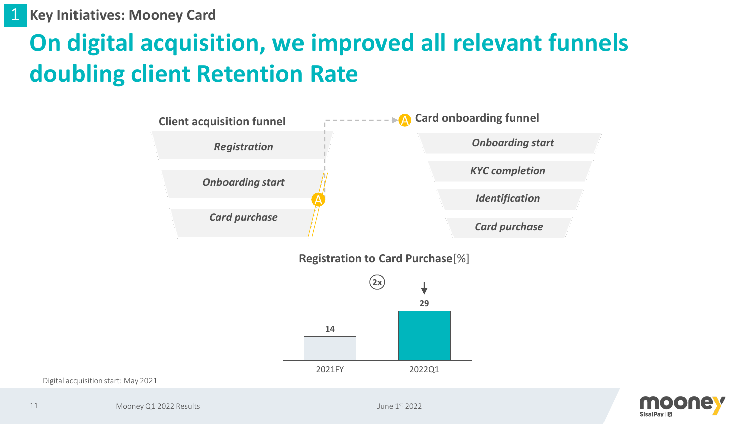1 Key Initiatives: Mooney Card

# On digital acquisition, we improved all relevant funnels doubling client Retention Rate

**Client acquisition funnel**

- *Registration*
- *Onboarding start*
- *Card purchase*

A **Card onboarding funnel**

- *Onboarding start*
- *KYC completion*
- *Identification*
- *Card purchase*

**Registration to Card Purchase**[%]

| 2021FY | 2022Q1 |
|---|---|
| 14 | 29 |

2x

Digital acquisition start: May 2021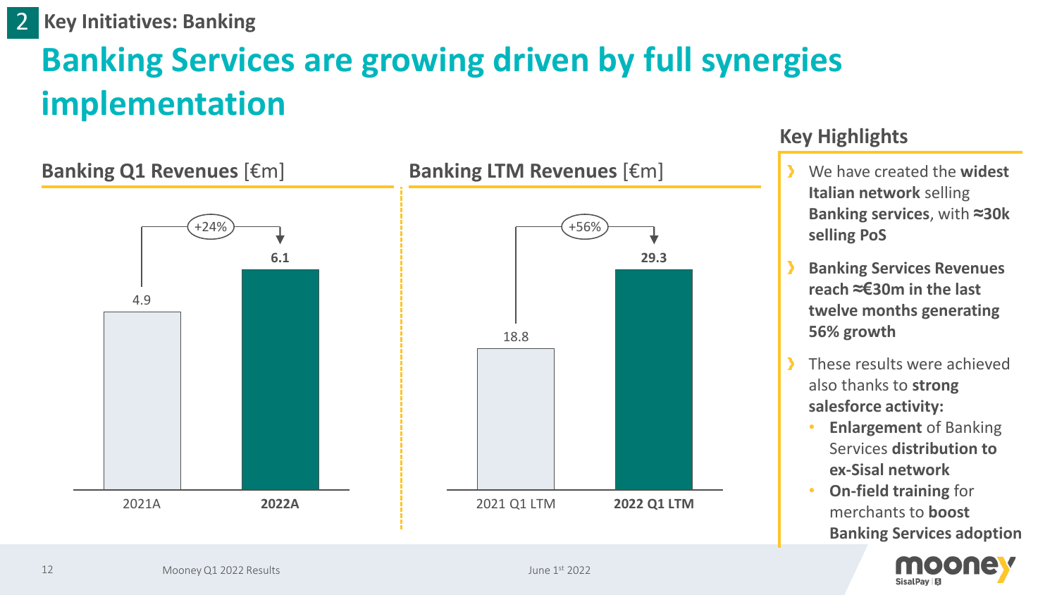## 2 Key Initiatives: Banking

# Banking Services are growing driven by full synergies implementation

### Banking Q1 Revenues [€m]

| | 2021A | **2022A** |
|---|---|---|
| Revenues | 4.9 | **6.1** |

+24%

### Banking LTM Revenues [€m]

| | 2021 Q1 LTM | **2022 Q1 LTM** |
|---|---|---|
| Revenues | 18.8 | **29.3** |

+56%

### Key Highlights

- We have created the **widest Italian network** selling **Banking services**, with **≈30k selling PoS**
- **Banking Services Revenues reach ≈€30m in the last twelve months generating 56% growth**
- These results were achieved also thanks to **strong salesforce activity:**
  - **Enlargement** of Banking Services **distribution to ex-Sisal network**
  - **On-field training** for merchants to **boost Banking Services adoption**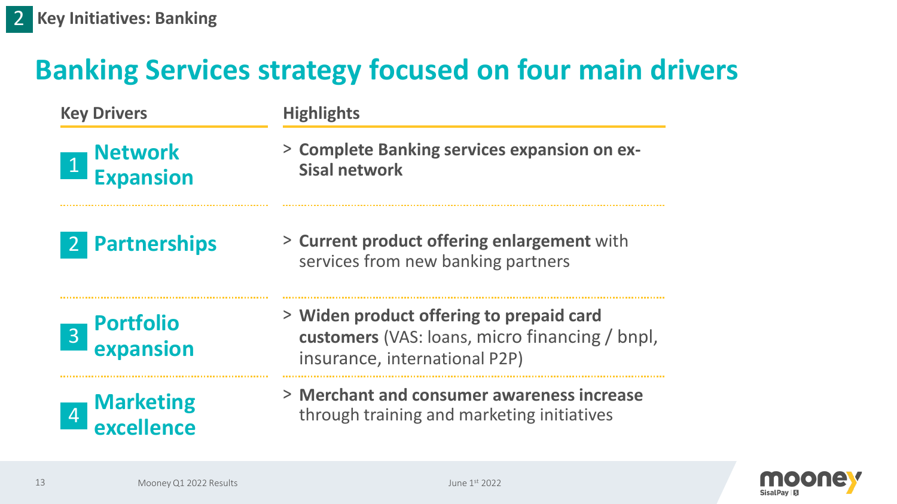2 **Key Initiatives: Banking**

# Banking Services strategy focused on four main drivers

| Key Drivers | Highlights |
|---|---|
| 1 Network Expansion | > **Complete Banking services expansion on ex-Sisal network** |
| 2 Partnerships | > **Current product offering enlargement** with services from new banking partners |
| 3 Portfolio expansion | > **Widen product offering to prepaid card customers** (VAS: loans, micro financing / bnpl, insurance, international P2P) |
| 4 Marketing excellence | > **Merchant and consumer awareness increase** through training and marketing initiatives |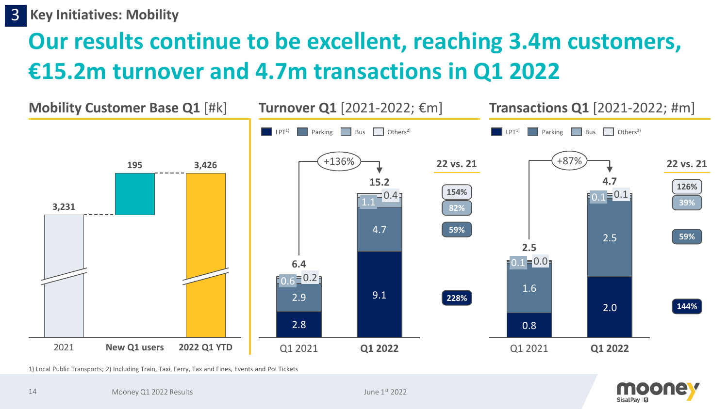## 3 Key Initiatives: Mobility

# Our results continue to be excellent, reaching 3.4m customers, €15.2m turnover and 4.7m transactions in Q1 2022

### Mobility Customer Base Q1 [#k]

| | 2021 | New Q1 users | 2022 Q1 YTD |
|---|---|---|---|
| Customers | 3,231 | 195 | 3,426 |

### Turnover Q1 [2021-2022; €m]

| | Q1 2021 | Q1 2022 | 22 vs. 21 |
|---|---|---|---|
| LPT[1] | 2.8 | 9.1 | 228% |
| Parking | 2.9 | 4.7 | 59% |
| Bus | 0.6 | 1.1 | 82% |
| Others[2] | 0.2 | 0.4 | 154% |
| Total | 6.4 | 15.2 | +136% |

### Transactions Q1 [2021-2022; #m]

| | Q1 2021 | Q1 2022 | 22 vs. 21 |
|---|---|---|---|
| LPT[1] | 0.8 | 2.0 | 144% |
| Parking | 1.6 | 2.5 | 59% |
| Bus | 0.1 | 0.1 | 39% |
| Others[2] | 0.0 | 0.1 | 126% |
| Total | 2.5 | 4.7 | +87% |

1) Local Public Transports; 2) Including Train, Taxi, Ferry, Tax and Fines, Events and PoI Tickets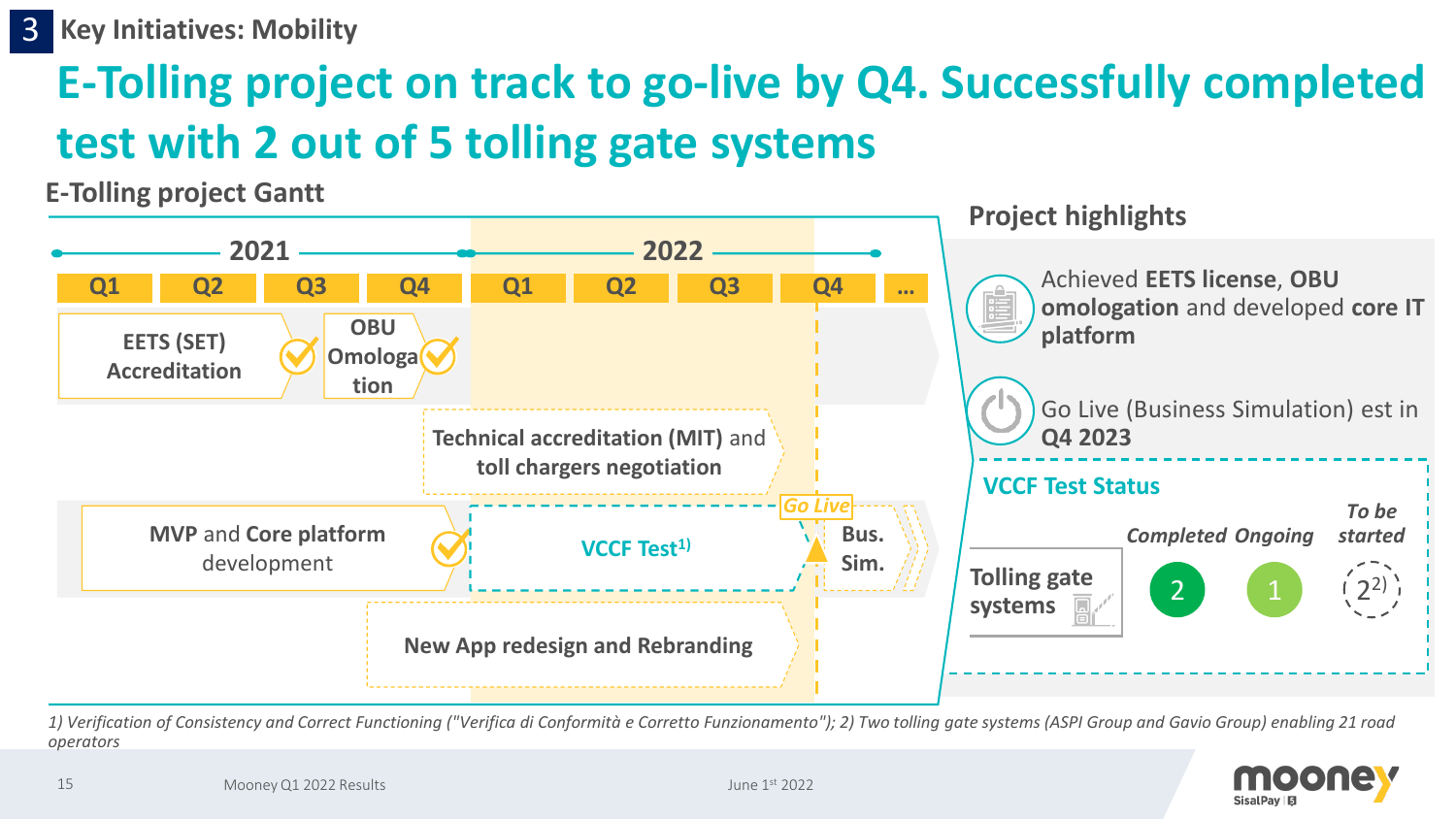## 3 Key Initiatives: Mobility

# E-Tolling project on track to go-live by Q4. Successfully completed test with 2 out of 5 tolling gate systems

### E-Tolling project Gantt

| | 2021 Q1 | 2021 Q2 | 2021 Q3 | 2021 Q4 | 2022 Q1 | 2022 Q2 | 2022 Q3 | 2022 Q4 | … |
|---|---|---|---|---|---|---|---|---|---|
| **EETS (SET)** **Accreditation** ✓ | ■ | ■ | ■ | | | | | | |
| **OBU Omologation** ✓ | | | | ■ | | | | | |
| **Technical accreditation (MIT)** and **toll chargers negotiation** | | | | | ■ | ■ | ■ | | |
| **MVP** and **Core platform** development ✓ | ■ | ■ | ■ | ■ | | | | | |
| **VCCF Test**[1] | | | | | ■ | ■ | ■ | | |
| *Go Live* – **Bus. Sim.** | | | | | | | | ■ | ■ |
| **New App redesign and Rebranding** | | | | ■ | ■ | ■ | ■ | | |

### Project highlights

- Achieved **EETS license**, **OBU omologation** and developed **core IT platform**
- Go Live (Business Simulation) est in **Q4 2023**

**VCCF Test Status**

| | *Completed* | *Ongoing* | *To be started* |
|---|---|---|---|
| **Tolling gate systems** | 2 | 1 | 2[2] |

1) Verification of Consistency and Correct Functioning ("Verifica di Conformità e Corretto Funzionamento"); 2) Two tolling gate systems (ASPI Group and Gavio Group) enabling 21 road operators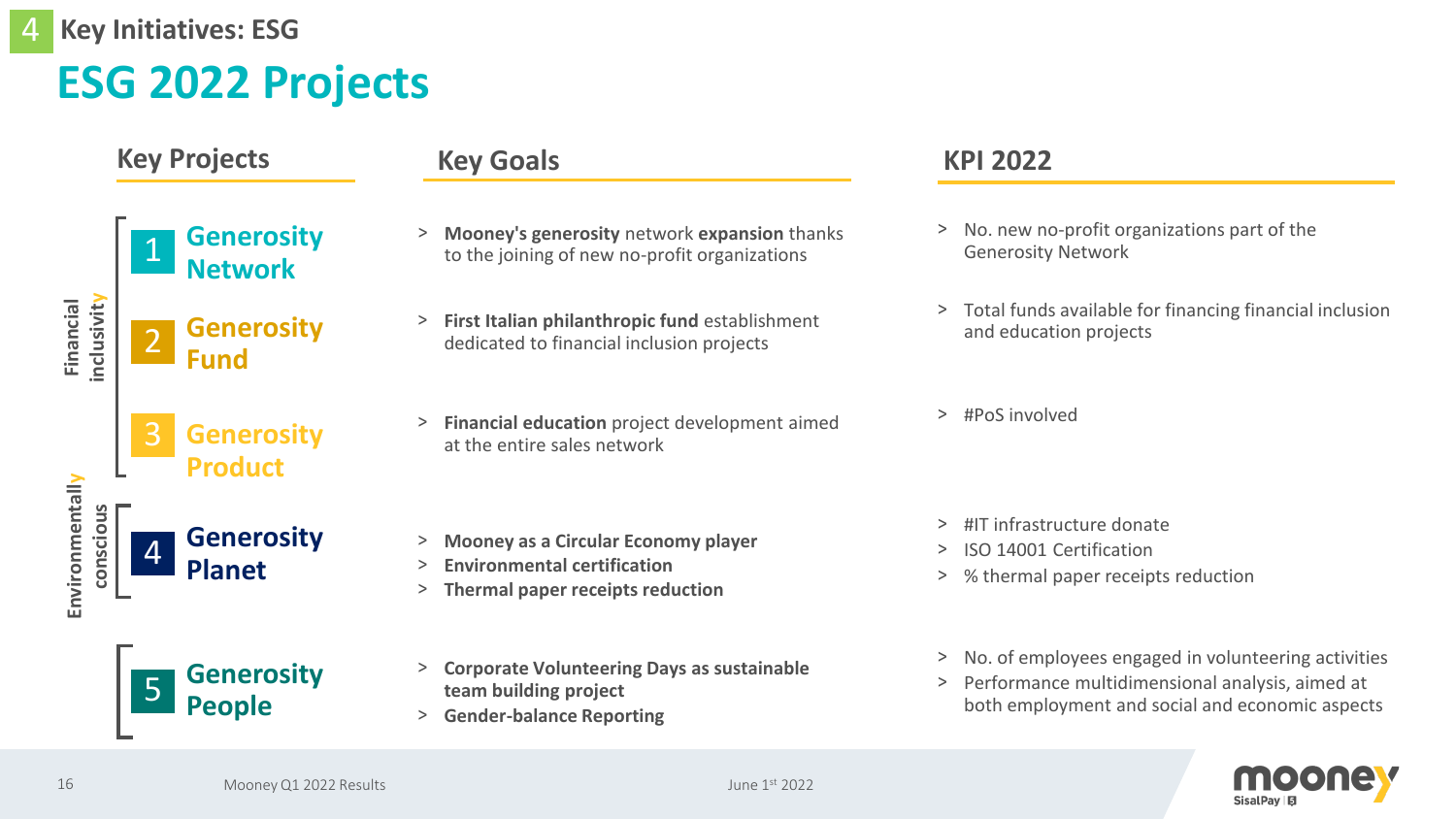# 4 Key Initiatives: ESG

## ESG 2022 Projects

| | Key Projects | Key Goals | KPI 2022 |
|---|---|---|---|
| Financial inclusivity | 1 Generosity Network | > **Mooney's generosity** network **expansion** thanks to the joining of new no-profit organizations | > No. new no-profit organizations part of the Generosity Network |
| | 2 Generosity Fund | > **First Italian philanthropic fund** establishment dedicated to financial inclusion projects | > Total funds available for financing financial inclusion and education projects |
| | 3 Generosity Product | > **Financial education** project development aimed at the entire sales network | > #PoS involved |
| Environmentally conscious | 4 Generosity Planet | > **Mooney as a Circular Economy player**<br>> **Environmental certification**<br>> **Thermal paper receipts reduction** | > #IT infrastructure donate<br>> ISO 14001 Certification<br>> % thermal paper receipts reduction |
| | 5 Generosity People | > **Corporate Volunteering Days as sustainable team building project**<br>> **Gender-balance Reporting** | > No. of employees engaged in volunteering activities<br>> Performance multidimensional analysis, aimed at both employment and social and economic aspects |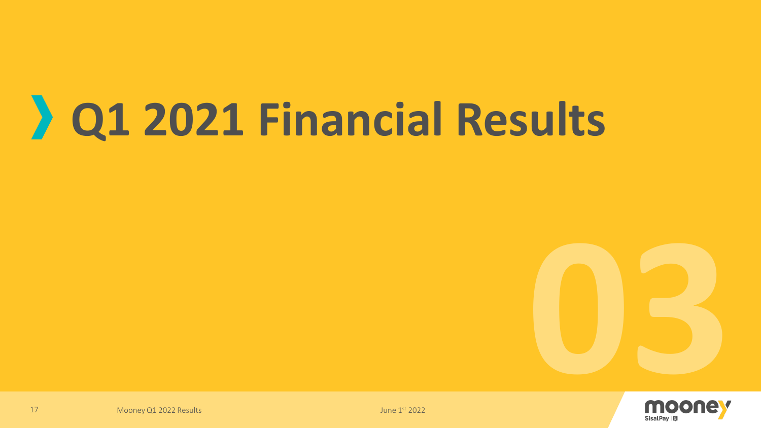# Q1 2021 Financial Results

03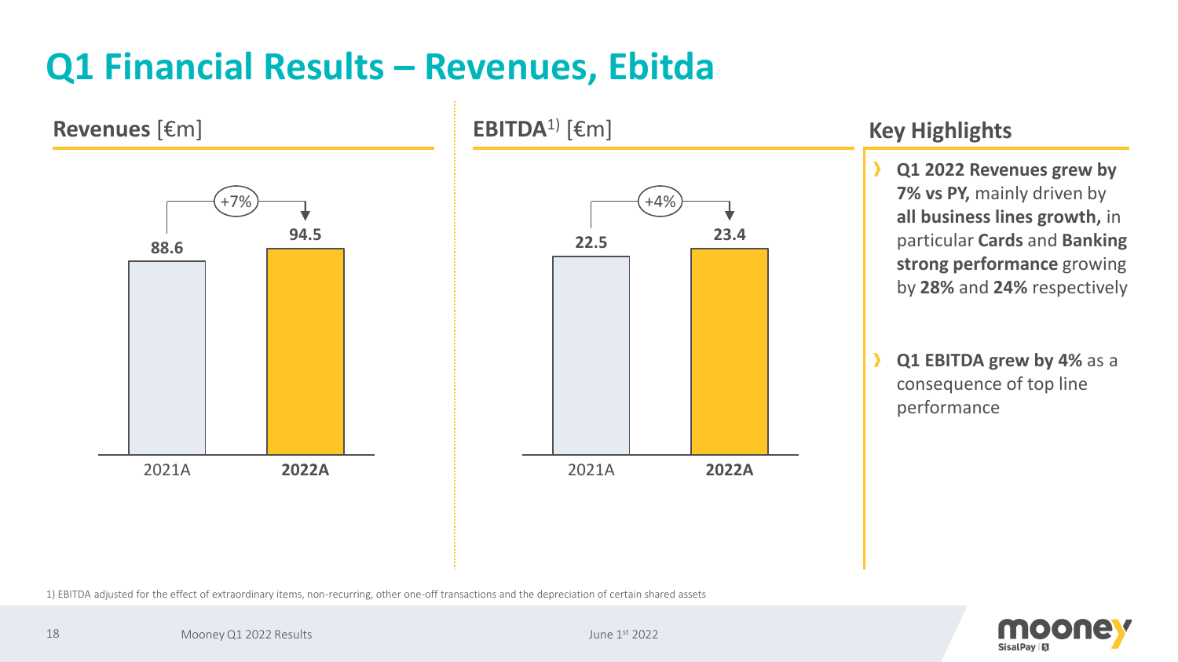# Q1 Financial Results – Revenues, Ebitda

## Revenues [€m]

| | 2021A | 2022A |
|---|---|---|
| Revenues | 88.6 | 94.5 |

+7%

## EBITDA[1] [€m]

| | 2021A | 2022A |
|---|---|---|
| EBITDA | 22.5 | 23.4 |

+4%

## Key Highlights

- **Q1 2022 Revenues grew by 7% vs PY,** mainly driven by **all business lines growth,** in particular **Cards** and **Banking strong performance** growing by **28%** and **24%** respectively
- **Q1 EBITDA grew by 4%** as a consequence of top line performance

1) EBITDA adjusted for the effect of extraordinary items, non-recurring, other one-off transactions and the depreciation of certain shared assets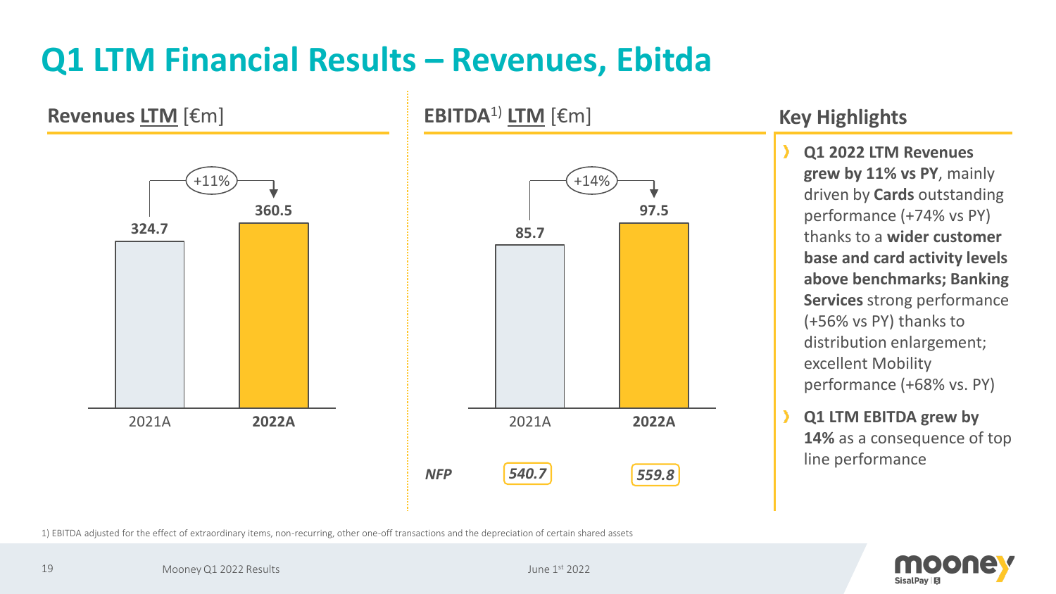# Q1 LTM Financial Results – Revenues, Ebitda

## Revenues LTM [€m]

| | 2021A | **2022A** |
|---|---|---|
| Revenues | 324.7 | **360.5** |

+11%

## EBITDA[1] LTM [€m]

| | 2021A | **2022A** |
|---|---|---|
| EBITDA | 85.7 | **97.5** |
| *NFP* | *540.7* | *559.8* |

+14%

## Key Highlights

- **Q1 2022 LTM Revenues grew by 11% vs PY**, mainly driven by **Cards** outstanding performance (+74% vs PY) thanks to a **wider customer base and card activity levels above benchmarks; Banking Services** strong performance (+56% vs PY) thanks to distribution enlargement; excellent Mobility performance (+68% vs. PY)
- **Q1 LTM EBITDA grew by 14%** as a consequence of top line performance

1) EBITDA adjusted for the effect of extraordinary items, non-recurring, other one-off transactions and the depreciation of certain shared assets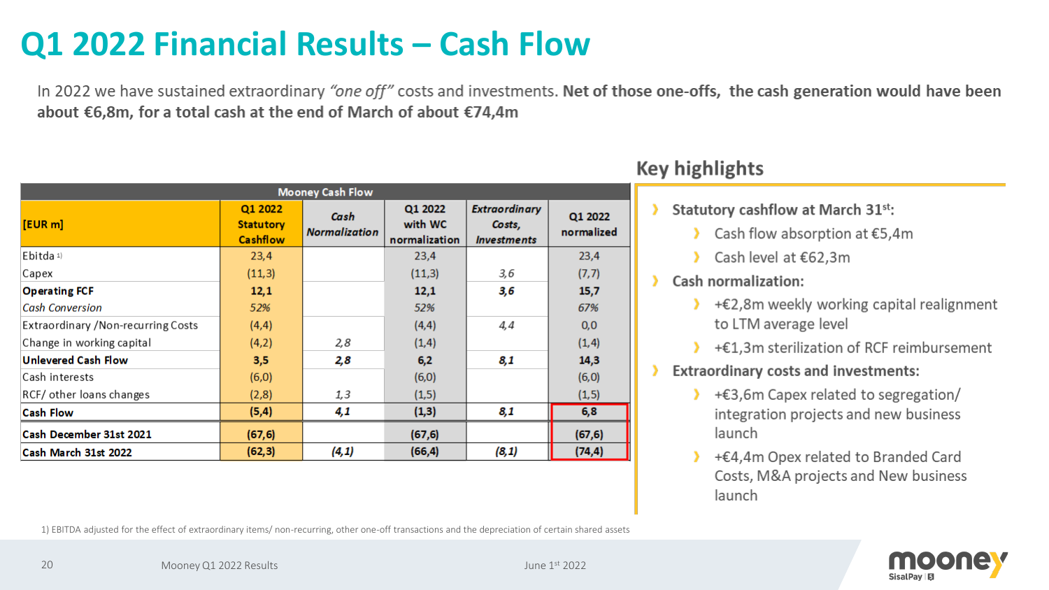# Q1 2022 Financial Results – Cash Flow

In 2022 we have sustained extraordinary *"one off"* costs and investments. **Net of those one-offs, the cash generation would have been about €6,8m, for a total cash at the end of March of about €74,4m**

| Mooney Cash Flow | | | | | |
|---|---|---|---|---|---|
| **[EUR m]** | **Q1 2022 Statutory Cashflow** | ***Cash Normalization*** | **Q1 2022 with WC normalization** | ***Extraordinary Costs, Investments*** | **Q1 2022 normalized** |
| Ebitda [1] | 23,4 | | 23,4 | | 23,4 |
| Capex | (11,3) | | (11,3) | *3,6* | (7,7) |
| **Operating FCF** | **12,1** | | **12,1** | ***3,6*** | **15,7** |
| *Cash Conversion* | *52%* | | *52%* | | *67%* |
| Extraordinary /Non-recurring Costs | (4,4) | | (4,4) | *4,4* | 0,0 |
| Change in working capital | (4,2) | *2,8* | (1,4) | | (1,4) |
| **Unlevered Cash Flow** | **3,5** | ***2,8*** | **6,2** | ***8,1*** | **14,3** |
| Cash interests | (6,0) | | (6,0) | | (6,0) |
| RCF/ other loans changes | (2,8) | *1,3* | (1,5) | | (1,5) |
| **Cash Flow** | **(5,4)** | ***4,1*** | **(1,3)** | ***8,1*** | **6,8** |
| **Cash December 31st 2021** | **(67,6)** | | **(67,6)** | | **(67,6)** |
| **Cash March 31st 2022** | **(62,3)** | ***(4,1)*** | **(66,4)** | ***(8,1)*** | **(74,4)** |

## Key highlights

- **Statutory cashflow at March 31st:**
  - Cash flow absorption at €5,4m
  - Cash level at €62,3m
- **Cash normalization:**
  - +€2,8m weekly working capital realignment to LTM average level
  - +€1,3m sterilization of RCF reimbursement
- **Extraordinary costs and investments:**
  - +€3,6m Capex related to segregation/ integration projects and new business launch
  - +€4,4m Opex related to Branded Card Costs, M&A projects and New business launch

1) EBITDA adjusted for the effect of extraordinary items/ non-recurring, other one-off transactions and the depreciation of certain shared assets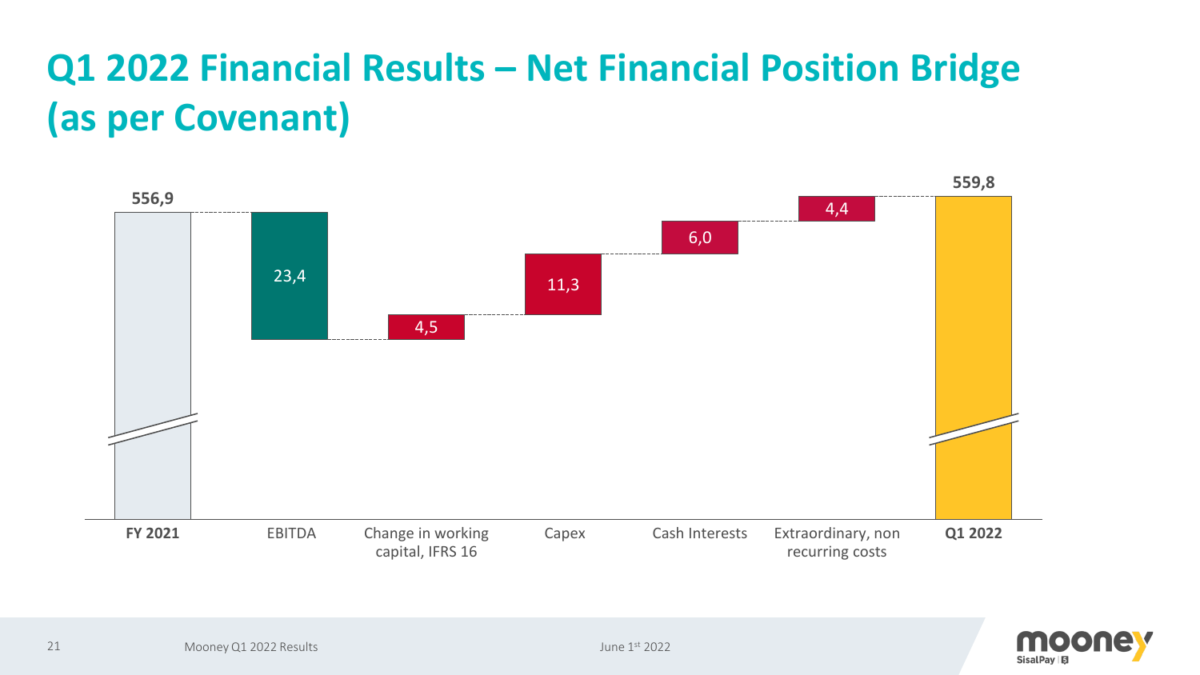# Q1 2022 Financial Results – Net Financial Position Bridge (as per Covenant)

| | Value |
|---|---|
| FY 2021 | 556,9 |
| EBITDA | 23,4 |
| Change in working capital, IFRS 16 | 4,5 |
| Capex | 11,3 |
| Cash Interests | 6,0 |
| Extraordinary, non recurring costs | 4,4 |
| Q1 2022 | 559,8 |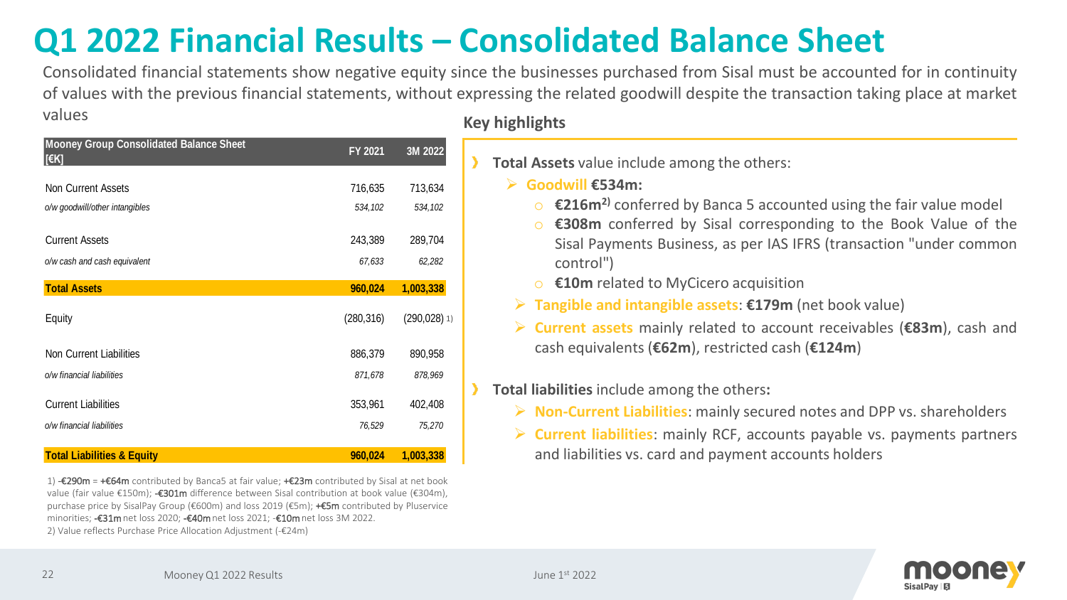# Q1 2022 Financial Results – Consolidated Balance Sheet

Consolidated financial statements show negative equity since the businesses purchased from Sisal must be accounted for in continuity of values with the previous financial statements, without expressing the related goodwill despite the transaction taking place at market values

| Mooney Group Consolidated Balance Sheet [€K] | FY 2021 | 3M 2022 |
|---|---|---|
| Non Current Assets | 716,635 | 713,634 |
| *o/w goodwill/other intangibles* | *534,102* | *534,102* |
| Current Assets | 243,389 | 289,704 |
| *o/w cash and cash equivalent* | *67,633* | *62,282* |
| **Total Assets** | **960,024** | **1,003,338** |
| Equity | (280,316) | (290,028) 1) |
| Non Current Liabilities | 886,379 | 890,958 |
| *o/w financial liabilities* | *871,678* | *878,969* |
| Current Liabilities | 353,961 | 402,408 |
| *o/w financial liabilities* | *76,529* | *75,270* |
| **Total Liabilities & Equity** | **960,024** | **1,003,338** |

1) -€290m = +€64m contributed by Banca5 at fair value; +€23m contributed by Sisal at net book value (fair value €150m); -€301m difference between Sisal contribution at book value (€304m), purchase price by SisalPay Group (€600m) and loss 2019 (€5m); +€5m contributed by Pluservice minorities; -€31m net loss 2020; -€40m net loss 2021; -€10m net loss 3M 2022.
2) Value reflects Purchase Price Allocation Adjustment (-€24m)

## Key highlights

- **Total Assets** value include among the others:
  - **Goodwill €534m:**
    - **€216m**[2)] conferred by Banca 5 accounted using the fair value model
    - **€308m** conferred by Sisal corresponding to the Book Value of the Sisal Payments Business, as per IAS IFRS (transaction "under common control")
    - **€10m** related to MyCicero acquisition
  - **Tangible and intangible assets**: **€179m** (net book value)
  - **Current assets** mainly related to account receivables (**€83m**), cash and cash equivalents (**€62m**), restricted cash (**€124m**)
- **Total liabilities** include among the others**:**
  - **Non-Current Liabilities**: mainly secured notes and DPP vs. shareholders
  - **Current liabilities**: mainly RCF, accounts payable vs. payments partners and liabilities vs. card and payment accounts holders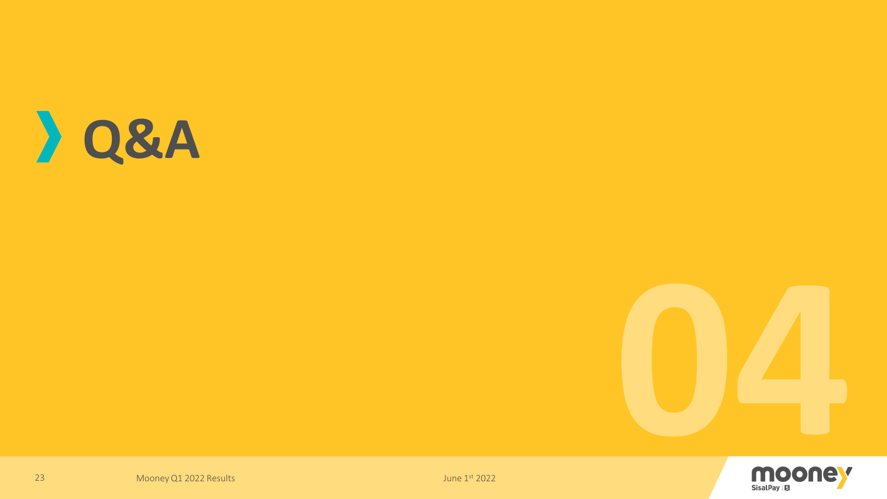# Q&A

04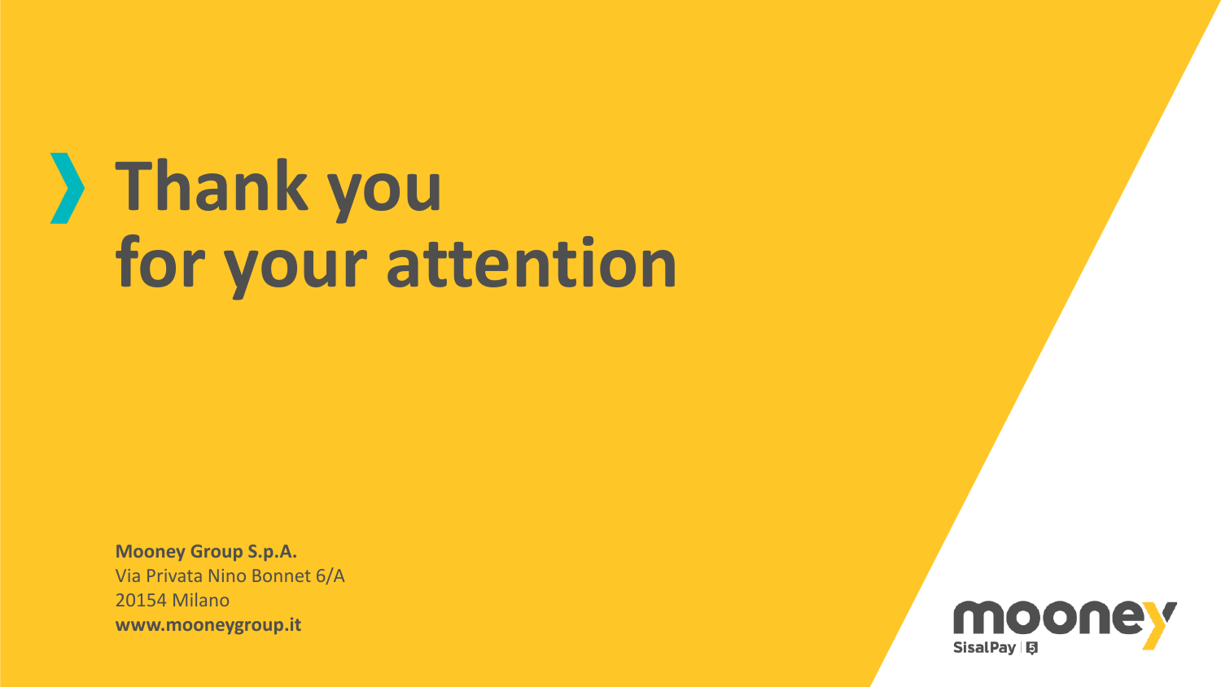# Thank you for your attention

**Mooney Group S.p.A.**
Via Privata Nino Bonnet 6/A
20154 Milano
**www.mooneygroup.it**

mooney
SisalPay | 5